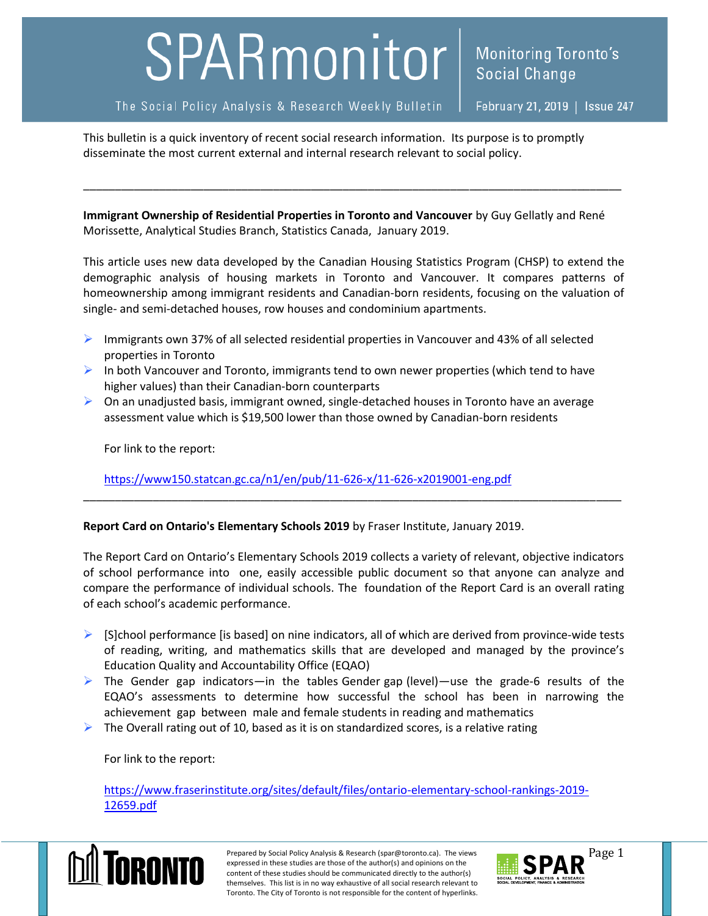# SPARmonitor

Monitoring Toronto's Social Change

The Social Policy Analysis & Research Weekly Bulletin | February 21, 2019 | Issue 247

This bulletin is a quick inventory of recent social research information. Its purpose is to promptly disseminate the most current external and internal research relevant to social policy.

---

**Immigrant Ownership of Residential Properties in Toronto and Vancouver** by Guy Gellatly and René Morissette, Analytical Studies Branch, Statistics Canada, January 2019.

This article uses new data developed by the Canadian Housing Statistics Program (CHSP) to extend the demographic analysis of housing markets in Toronto and Vancouver. It compares patterns of homeownership among immigrant residents and Canadian-born residents, focusing on the valuation of single- and semi-detached houses, row houses and condominium apartments.

- Immigrants own 37% of all selected residential properties in Vancouver and 43% of all selected properties in Toronto
- In both Vancouver and Toronto, immigrants tend to own newer properties (which tend to have higher values) than their Canadian-born counterparts
- On an unadjusted basis, immigrant owned, single-detached houses in Toronto have an average assessment value which is $19,500 lower than those owned by Canadian-born residents

For link to the report:

https://www150.statcan.gc.ca/n1/en/pub/11-626-x/11-626-x2019001-eng.pdf

---

**Report Card on Ontario's Elementary Schools 2019** by Fraser Institute, January 2019.

The Report Card on Ontario's Elementary Schools 2019 collects a variety of relevant, objective indicators of school performance into one, easily accessible public document so that anyone can analyze and compare the performance of individual schools. The foundation of the Report Card is an overall rating of each school's academic performance.

- [S]chool performance [is based] on nine indicators, all of which are derived from province-wide tests of reading, writing, and mathematics skills that are developed and managed by the province's Education Quality and Accountability Office (EQAO)
- The Gender gap indicators—in the tables Gender gap (level)—use the grade-6 results of the EQAO's assessments to determine how successful the school has been in narrowing the achievement gap between male and female students in reading and mathematics
- The Overall rating out of 10, based as it is on standardized scores, is a relative rating

For link to the report:

https://www.fraserinstitute.org/sites/default/files/ontario-elementary-school-rankings-2019-12659.pdf

Prepared by Social Policy Analysis & Research (spar@toronto.ca). The views expressed in these studies are those of the author(s) and opinions on the content of these studies should be communicated directly to the author(s) themselves. This list is in no way exhaustive of all social research relevant to Toronto. The City of Toronto is not responsible for the content of hyperlinks.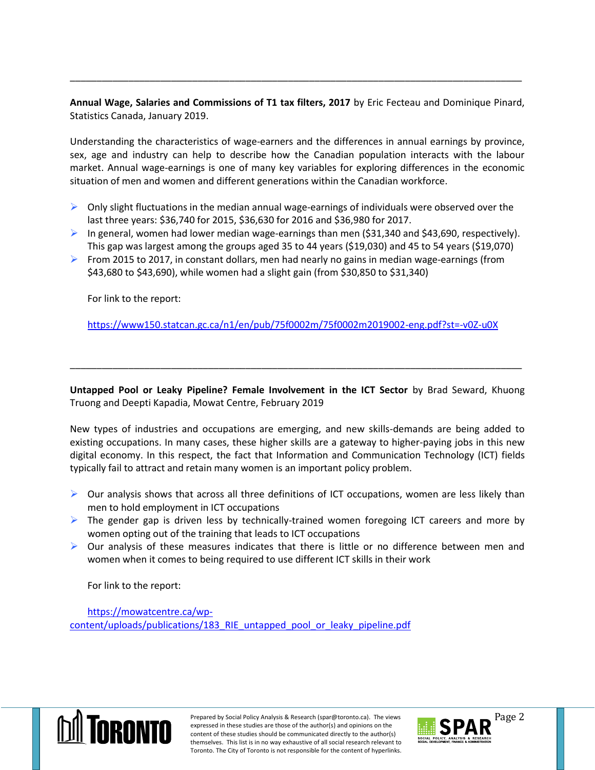---

**Annual Wage, Salaries and Commissions of T1 tax filters, 2017** by Eric Fecteau and Dominique Pinard, Statistics Canada, January 2019.

Understanding the characteristics of wage-earners and the differences in annual earnings by province, sex, age and industry can help to describe how the Canadian population interacts with the labour market. Annual wage-earnings is one of many key variables for exploring differences in the economic situation of men and women and different generations within the Canadian workforce.

- Only slight fluctuations in the median annual wage-earnings of individuals were observed over the last three years: $36,740 for 2015, $36,630 for 2016 and $36,980 for 2017.
- In general, women had lower median wage-earnings than men ($31,340 and $43,690, respectively). This gap was largest among the groups aged 35 to 44 years ($19,030) and 45 to 54 years ($19,070)
- From 2015 to 2017, in constant dollars, men had nearly no gains in median wage-earnings (from $43,680 to $43,690), while women had a slight gain (from $30,850 to $31,340)

For link to the report:

https://www150.statcan.gc.ca/n1/en/pub/75f0002m/75f0002m2019002-eng.pdf?st=-v0Z-u0X

---

**Untapped Pool or Leaky Pipeline? Female Involvement in the ICT Sector** by Brad Seward, Khuong Truong and Deepti Kapadia, Mowat Centre, February 2019

New types of industries and occupations are emerging, and new skills-demands are being added to existing occupations. In many cases, these higher skills are a gateway to higher-paying jobs in this new digital economy. In this respect, the fact that Information and Communication Technology (ICT) fields typically fail to attract and retain many women is an important policy problem.

- Our analysis shows that across all three definitions of ICT occupations, women are less likely than men to hold employment in ICT occupations
- The gender gap is driven less by technically-trained women foregoing ICT careers and more by women opting out of the training that leads to ICT occupations
- Our analysis of these measures indicates that there is little or no difference between men and women when it comes to being required to use different ICT skills in their work

For link to the report:

https://mowatcentre.ca/wp-content/uploads/publications/183_RIE_untapped_pool_or_leaky_pipeline.pdf

Prepared by Social Policy Analysis & Research (spar@toronto.ca). The views expressed in these studies are those of the author(s) and opinions on the content of these studies should be communicated directly to the author(s) themselves. This list is in no way exhaustive of all social research relevant to Toronto. The City of Toronto is not responsible for the content of hyperlinks.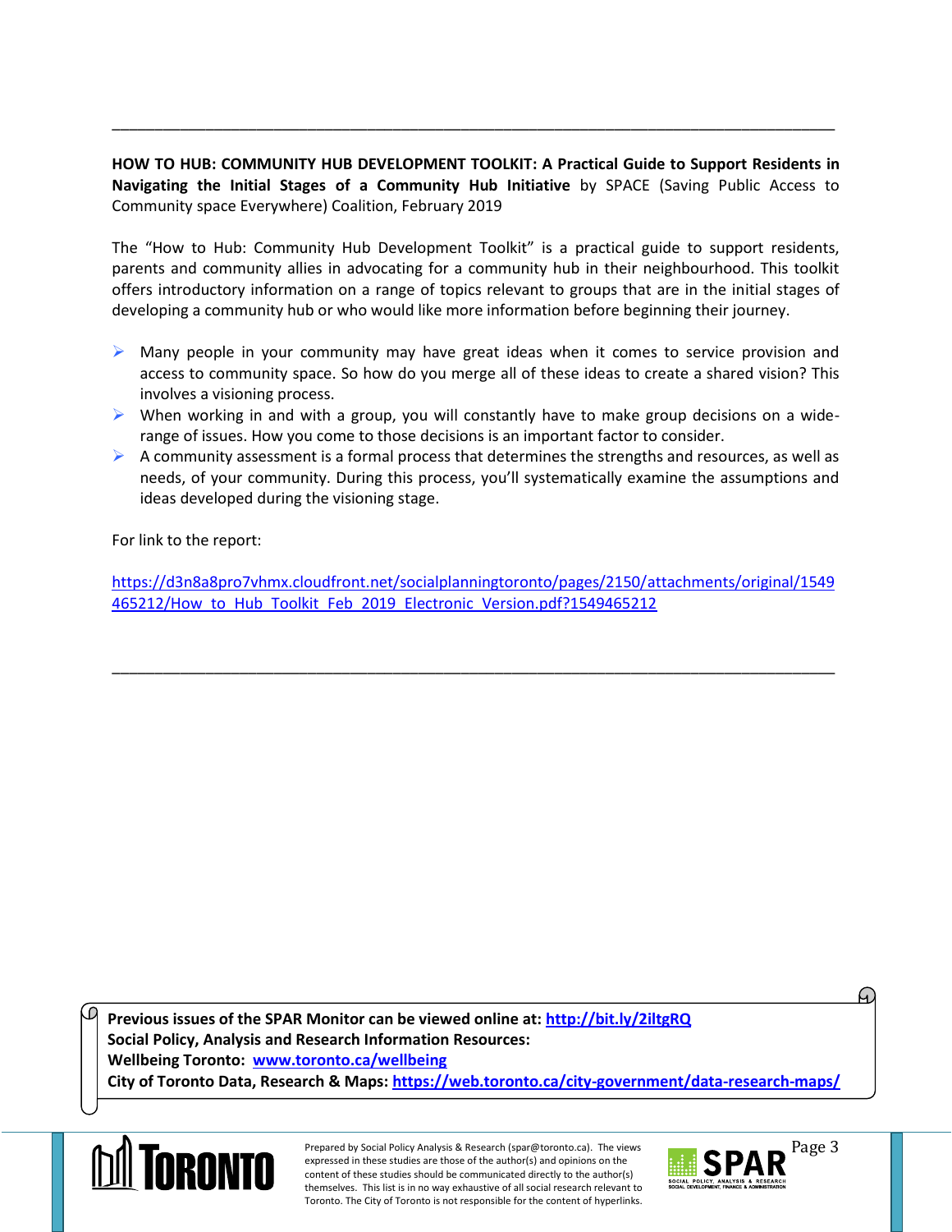---

**HOW TO HUB: COMMUNITY HUB DEVELOPMENT TOOLKIT: A Practical Guide to Support Residents in Navigating the Initial Stages of a Community Hub Initiative** by SPACE (Saving Public Access to Community space Everywhere) Coalition, February 2019

The "How to Hub: Community Hub Development Toolkit" is a practical guide to support residents, parents and community allies in advocating for a community hub in their neighbourhood. This toolkit offers introductory information on a range of topics relevant to groups that are in the initial stages of developing a community hub or who would like more information before beginning their journey.

- Many people in your community may have great ideas when it comes to service provision and access to community space. So how do you merge all of these ideas to create a shared vision? This involves a visioning process.
- When working in and with a group, you will constantly have to make group decisions on a wide-range of issues. How you come to those decisions is an important factor to consider.
- A community assessment is a formal process that determines the strengths and resources, as well as needs, of your community. During this process, you'll systematically examine the assumptions and ideas developed during the visioning stage.

For link to the report:

https://d3n8a8pro7vhmx.cloudfront.net/socialplanningtoronto/pages/2150/attachments/original/1549465212/How_to_Hub_Toolkit_Feb_2019_Electronic_Version.pdf?1549465212

---

**Previous issues of the SPAR Monitor can be viewed online at: http://bit.ly/2iltgRQ**
**Social Policy, Analysis and Research Information Resources:**
**Wellbeing Toronto: www.toronto.ca/wellbeing**
**City of Toronto Data, Research & Maps: https://web.toronto.ca/city-government/data-research-maps/**

Prepared by Social Policy Analysis & Research (spar@toronto.ca). The views expressed in these studies are those of the author(s) and opinions on the content of these studies should be communicated directly to the author(s) themselves. This list is in no way exhaustive of all social research relevant to Toronto. The City of Toronto is not responsible for the content of hyperlinks.